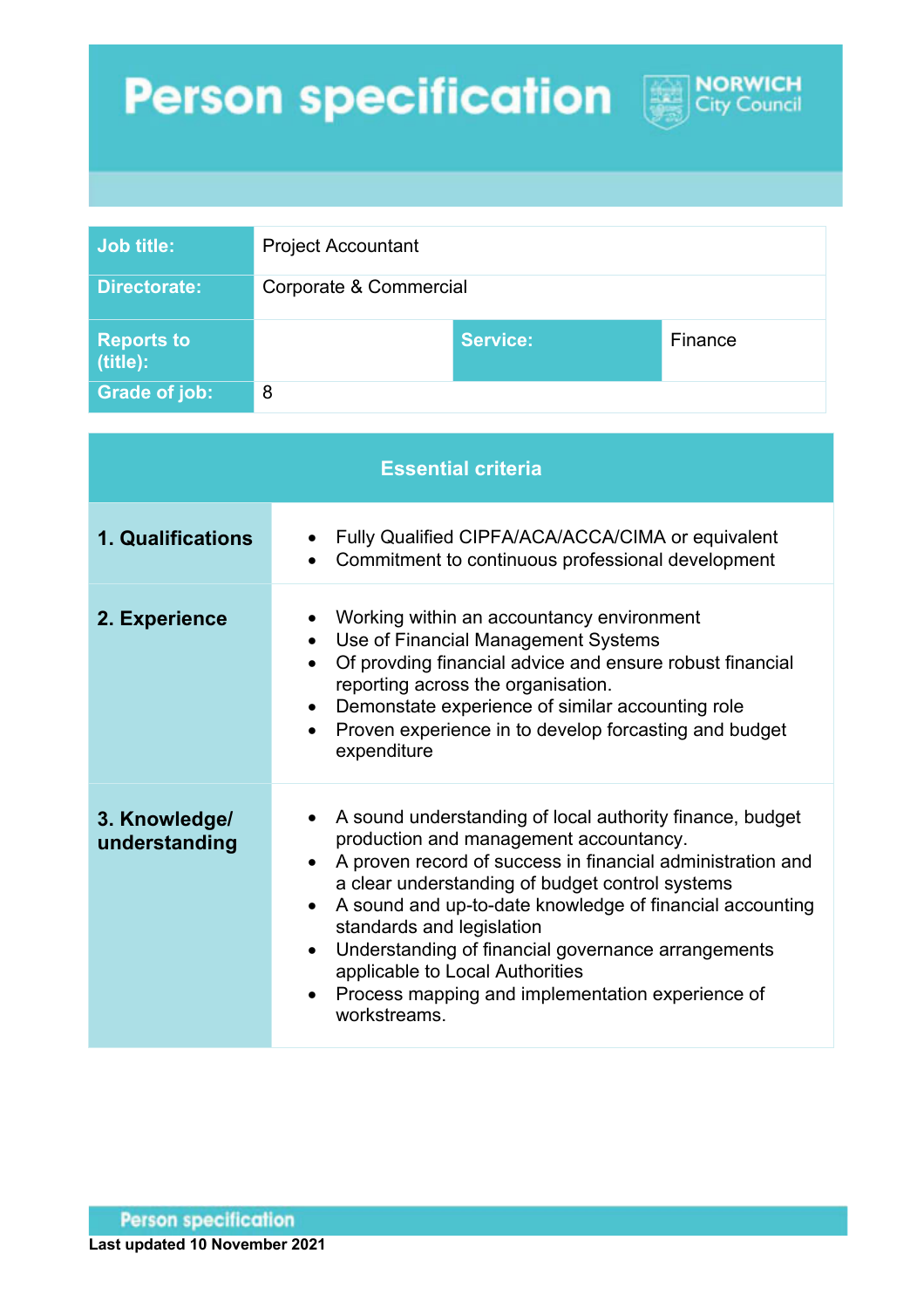# Person specification

NORWICH City Council

| Job title: | Project Accountant | | |
|---|---|---|---|
| Directorate: | Corporate & Commercial | | |
| Reports to (title): | | Service: | Finance |
| Grade of job: | 8 | | |

| Essential criteria | |
|---|---|
| **1. Qualifications** | • Fully Qualified CIPFA/ACA/ACCA/CIMA or equivalent<br>• Commitment to continuous professional development |
| **2. Experience** | • Working within an accountancy environment<br>• Use of Financial Management Systems<br>• Of provding financial advice and ensure robust financial reporting across the organisation.<br>• Demonstate experience of similar accounting role<br>• Proven experience in to develop forcasting and budget expenditure |
| **3. Knowledge/ understanding** | • A sound understanding of local authority finance, budget production and management accountancy.<br>• A proven record of success in financial administration and a clear understanding of budget control systems<br>• A sound and up-to-date knowledge of financial accounting standards and legislation<br>• Understanding of financial governance arrangements applicable to Local Authorities<br>• Process mapping and implementation experience of workstreams. |

Last updated 10 November 2021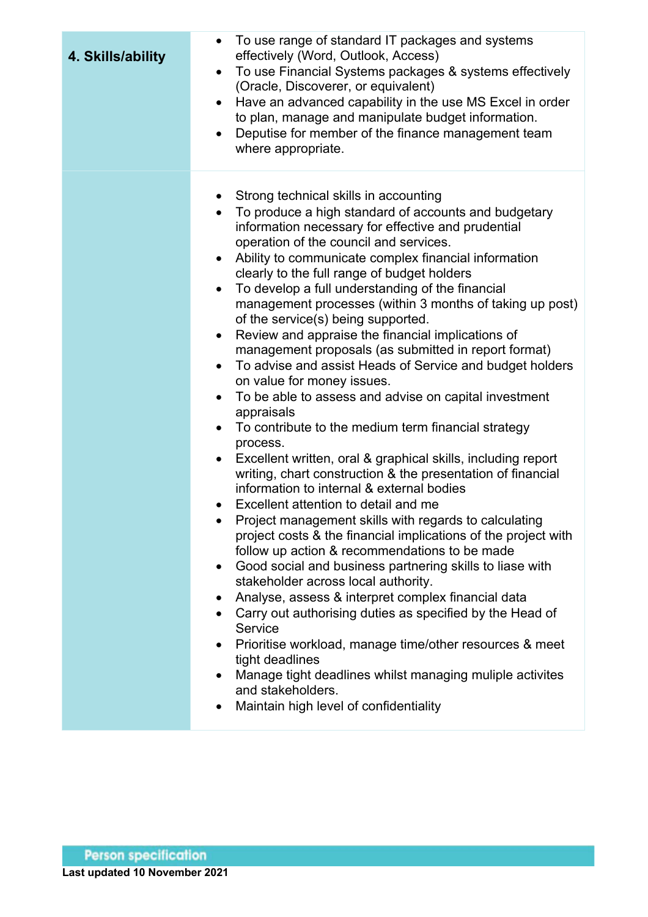| | |
|---|---|
| **4. Skills/ability** | • To use range of standard IT packages and systems effectively (Word, Outlook, Access)<br>• To use Financial Systems packages & systems effectively (Oracle, Discoverer, or equivalent)<br>• Have an advanced capability in the use MS Excel in order to plan, manage and manipulate budget information.<br>• Deputise for member of the finance management team where appropriate. |
| | • Strong technical skills in accounting<br>• To produce a high standard of accounts and budgetary information necessary for effective and prudential operation of the council and services.<br>• Ability to communicate complex financial information clearly to the full range of budget holders<br>• To develop a full understanding of the financial management processes (within 3 months of taking up post) of the service(s) being supported.<br>• Review and appraise the financial implications of management proposals (as submitted in report format)<br>• To advise and assist Heads of Service and budget holders on value for money issues.<br>• To be able to assess and advise on capital investment appraisals<br>• To contribute to the medium term financial strategy process.<br>• Excellent written, oral & graphical skills, including report writing, chart construction & the presentation of financial information to internal & external bodies<br>• Excellent attention to detail and me<br>• Project management skills with regards to calculating project costs & the financial implications of the project with follow up action & recommendations to be made<br>• Good social and business partnering skills to liase with stakeholder across local authority.<br>• Analyse, assess & interpret complex financial data<br>• Carry out authorising duties as specified by the Head of Service<br>• Prioritise workload, manage time/other resources & meet tight deadlines<br>• Manage tight deadlines whilst managing muliple activites and stakeholders.<br>• Maintain high level of confidentiality |

Person specification

**Last updated 10 November 2021**